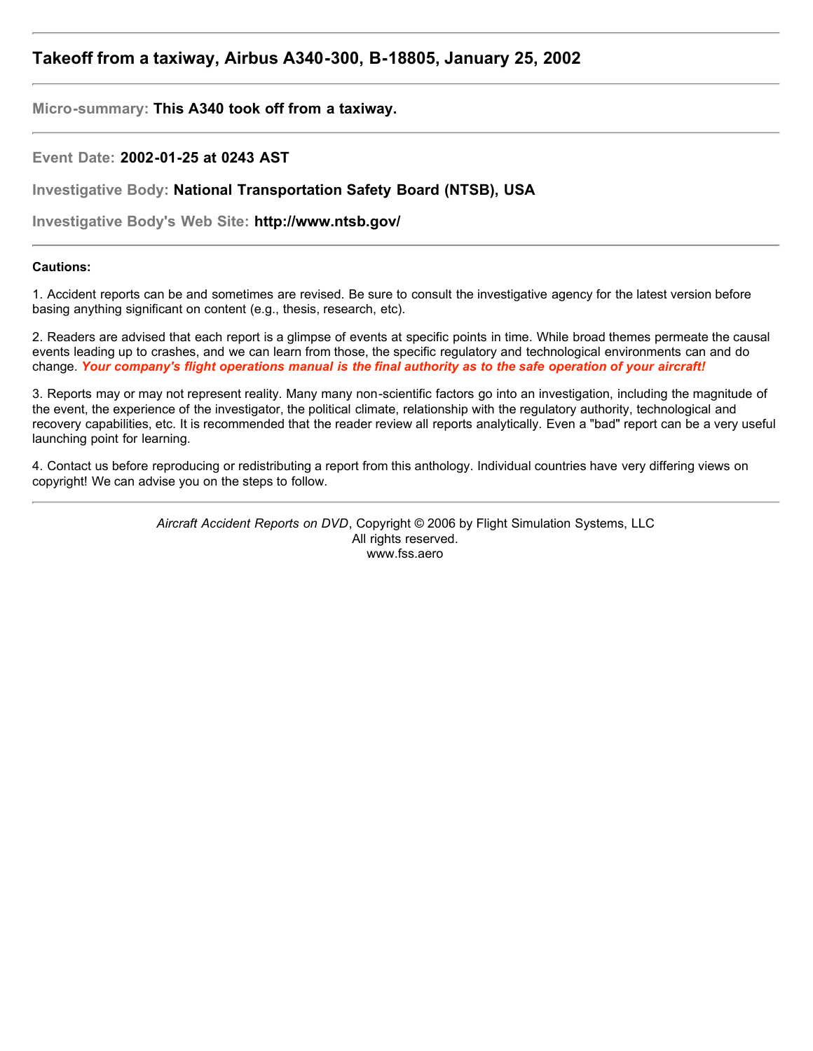## Takeoff from a taxiway, Airbus A340-300, B-18805, January 25, 2002

---

**Micro-summary:** **This A340 took off from a taxiway.**

---

**Event Date:** **2002-01-25 at 0243 AST**

**Investigative Body:** **National Transportation Safety Board (NTSB), USA**

**Investigative Body's Web Site:** **http://www.ntsb.gov/**

---

**Cautions:**

1. Accident reports can be and sometimes are revised. Be sure to consult the investigative agency for the latest version before basing anything significant on content (e.g., thesis, research, etc).

2. Readers are advised that each report is a glimpse of events at specific points in time. While broad themes permeate the causal events leading up to crashes, and we can learn from those, the specific regulatory and technological environments can and do change. ***Your company's flight operations manual is the final authority as to the safe operation of your aircraft!***

3. Reports may or may not represent reality. Many many non-scientific factors go into an investigation, including the magnitude of the event, the experience of the investigator, the political climate, relationship with the regulatory authority, technological and recovery capabilities, etc. It is recommended that the reader review all reports analytically. Even a "bad" report can be a very useful launching point for learning.

4. Contact us before reproducing or redistributing a report from this anthology. Individual countries have very differing views on copyright! We can advise you on the steps to follow.

---

*Aircraft Accident Reports on DVD*, Copyright © 2006 by Flight Simulation Systems, LLC
All rights reserved.
www.fss.aero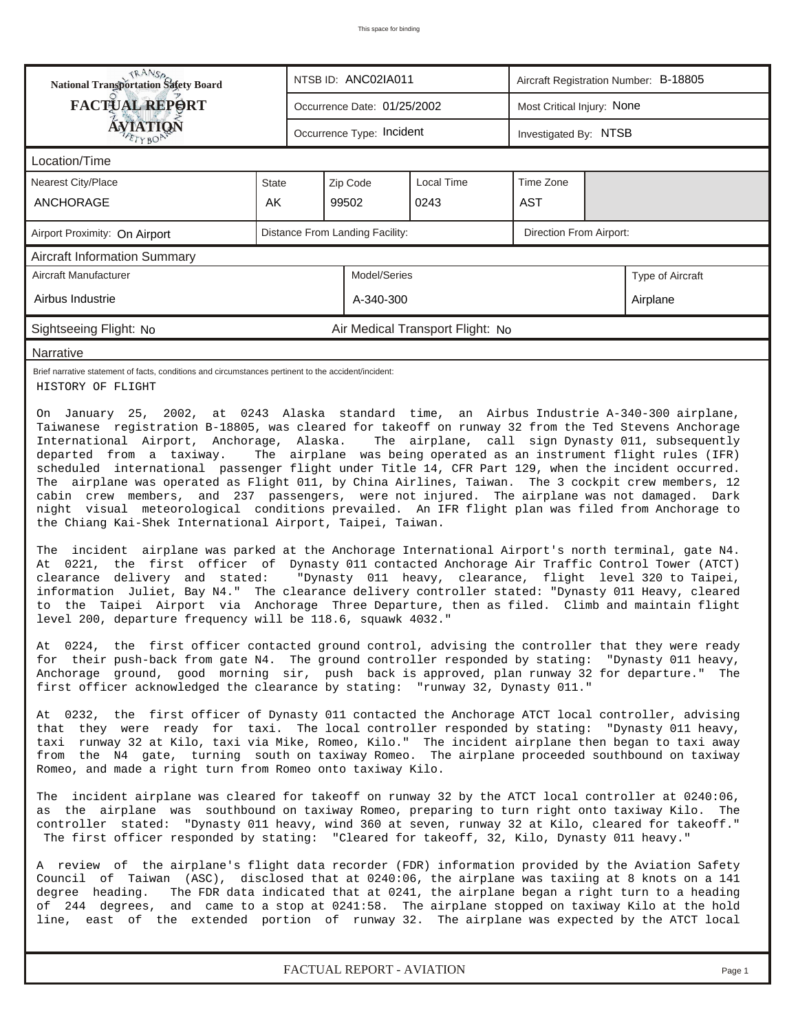# National Transportation Safety Board FACTUAL REPORT AVIATION

| NTSB ID: ANC02IA011 | Aircraft Registration Number: B-18805 |
|---|---|
| Occurrence Date: 01/25/2002 | Most Critical Injury: None |
| Occurrence Type: Incident | Investigated By: NTSB |

## Location/Time

| Nearest City/Place | State | Zip Code | Local Time | Time Zone |
|---|---|---|---|---|
| ANCHORAGE | AK | 99502 | 0243 | AST |

| Airport Proximity: On Airport | Distance From Landing Facility: | Direction From Airport: |
|---|---|---|

## Aircraft Information Summary

| Aircraft Manufacturer | Model/Series | Type of Aircraft |
|---|---|---|
| Airbus Industrie | A-340-300 | Airplane |

Sightseeing Flight: No Air Medical Transport Flight: No

## Narrative

Brief narrative statement of facts, conditions and circumstances pertinent to the accident/incident:

HISTORY OF FLIGHT

On January 25, 2002, at 0243 Alaska standard time, an Airbus Industrie A-340-300 airplane, Taiwanese registration B-18805, was cleared for takeoff on runway 32 from the Ted Stevens Anchorage International Airport, Anchorage, Alaska. The airplane, call sign Dynasty 011, subsequently departed from a taxiway. The airplane was being operated as an instrument flight rules (IFR) scheduled international passenger flight under Title 14, CFR Part 129, when the incident occurred. The airplane was operated as Flight 011, by China Airlines, Taiwan. The 3 cockpit crew members, 12 cabin crew members, and 237 passengers, were not injured. The airplane was not damaged. Dark night visual meteorological conditions prevailed. An IFR flight plan was filed from Anchorage to the Chiang Kai-Shek International Airport, Taipei, Taiwan.

The incident airplane was parked at the Anchorage International Airport's north terminal, gate N4. At 0221, the first officer of Dynasty 011 contacted Anchorage Air Traffic Control Tower (ATCT) clearance delivery and stated: "Dynasty 011 heavy, clearance, flight level 320 to Taipei, information Juliet, Bay N4." The clearance delivery controller stated: "Dynasty 011 Heavy, cleared to the Taipei Airport via Anchorage Three Departure, then as filed. Climb and maintain flight level 200, departure frequency will be 118.6, squawk 4032."

At 0224, the first officer contacted ground control, advising the controller that they were ready for their push-back from gate N4. The ground controller responded by stating: "Dynasty 011 heavy, Anchorage ground, good morning sir, push back is approved, plan runway 32 for departure." The first officer acknowledged the clearance by stating: "runway 32, Dynasty 011."

At 0232, the first officer of Dynasty 011 contacted the Anchorage ATCT local controller, advising that they were ready for taxi. The local controller responded by stating: "Dynasty 011 heavy, taxi runway 32 at Kilo, taxi via Mike, Romeo, Kilo." The incident airplane then began to taxi away from the N4 gate, turning south on taxiway Romeo. The airplane proceeded southbound on taxiway Romeo, and made a right turn from Romeo onto taxiway Kilo.

The incident airplane was cleared for takeoff on runway 32 by the ATCT local controller at 0240:06, as the airplane was southbound on taxiway Romeo, preparing to turn right onto taxiway Kilo. The controller stated: "Dynasty 011 heavy, wind 360 at seven, runway 32 at Kilo, cleared for takeoff." The first officer responded by stating: "Cleared for takeoff, 32, Kilo, Dynasty 011 heavy."

A review of the airplane's flight data recorder (FDR) information provided by the Aviation Safety Council of Taiwan (ASC), disclosed that at 0240:06, the airplane was taxiing at 8 knots on a 141 degree heading. The FDR data indicated that at 0241, the airplane began a right turn to a heading of 244 degrees, and came to a stop at 0241:58. The airplane stopped on taxiway Kilo at the hold line, east of the extended portion of runway 32. The airplane was expected by the ATCT local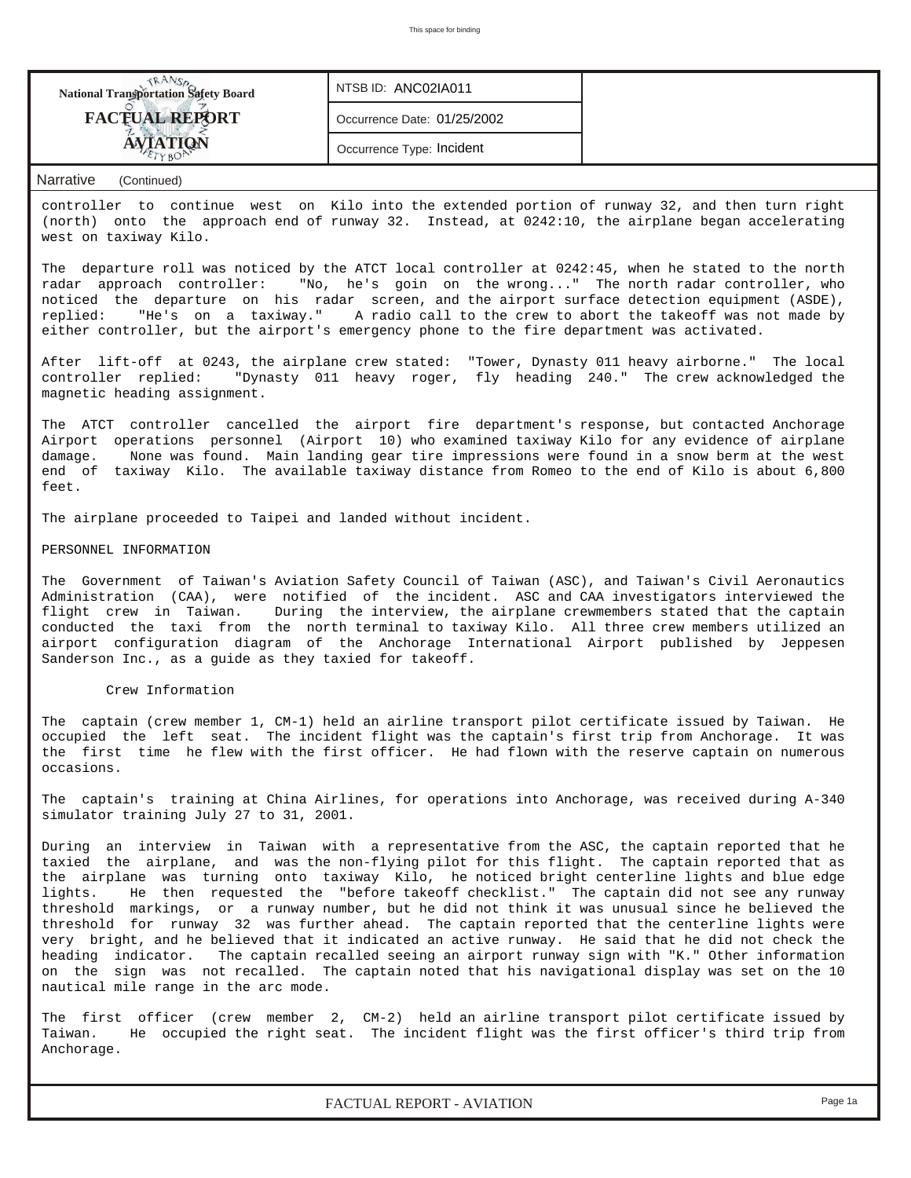**NTSB ID:** ANC02IA011

**Occurrence Date:** 01/25/2002

**Occurrence Type:** Incident

Narrative (Continued)

controller to continue west on Kilo into the extended portion of runway 32, and then turn right (north) onto the approach end of runway 32. Instead, at 0242:10, the airplane began accelerating west on taxiway Kilo.

The departure roll was noticed by the ATCT local controller at 0242:45, when he stated to the north radar approach controller: "No, he's goin on the wrong..." The north radar controller, who noticed the departure on his radar screen, and the airport surface detection equipment (ASDE), replied: "He's on a taxiway." A radio call to the crew to abort the takeoff was not made by either controller, but the airport's emergency phone to the fire department was activated.

After lift-off at 0243, the airplane crew stated: "Tower, Dynasty 011 heavy airborne." The local controller replied: "Dynasty 011 heavy roger, fly heading 240." The crew acknowledged the magnetic heading assignment.

The ATCT controller cancelled the airport fire department's response, but contacted Anchorage Airport operations personnel (Airport 10) who examined taxiway Kilo for any evidence of airplane damage. None was found. Main landing gear tire impressions were found in a snow berm at the west end of taxiway Kilo. The available taxiway distance from Romeo to the end of Kilo is about 6,800 feet.

The airplane proceeded to Taipei and landed without incident.

PERSONNEL INFORMATION

The Government of Taiwan's Aviation Safety Council of Taiwan (ASC), and Taiwan's Civil Aeronautics Administration (CAA), were notified of the incident. ASC and CAA investigators interviewed the flight crew in Taiwan. During the interview, the airplane crewmembers stated that the captain conducted the taxi from the north terminal to taxiway Kilo. All three crew members utilized an airport configuration diagram of the Anchorage International Airport published by Jeppesen Sanderson Inc., as a guide as they taxied for takeoff.

Crew Information

The captain (crew member 1, CM-1) held an airline transport pilot certificate issued by Taiwan. He occupied the left seat. The incident flight was the captain's first trip from Anchorage. It was the first time he flew with the first officer. He had flown with the reserve captain on numerous occasions.

The captain's training at China Airlines, for operations into Anchorage, was received during A-340 simulator training July 27 to 31, 2001.

During an interview in Taiwan with a representative from the ASC, the captain reported that he taxied the airplane, and was the non-flying pilot for this flight. The captain reported that as the airplane was turning onto taxiway Kilo, he noticed bright centerline lights and blue edge lights. He then requested the "before takeoff checklist." The captain did not see any runway threshold markings, or a runway number, but he did not think it was unusual since he believed the threshold for runway 32 was further ahead. The captain reported that the centerline lights were very bright, and he believed that it indicated an active runway. He said that he did not check the heading indicator. The captain recalled seeing an airport runway sign with "K." Other information on the sign was not recalled. The captain noted that his navigational display was set on the 10 nautical mile range in the arc mode.

The first officer (crew member 2, CM-2) held an airline transport pilot certificate issued by Taiwan. He occupied the right seat. The incident flight was the first officer's third trip from Anchorage.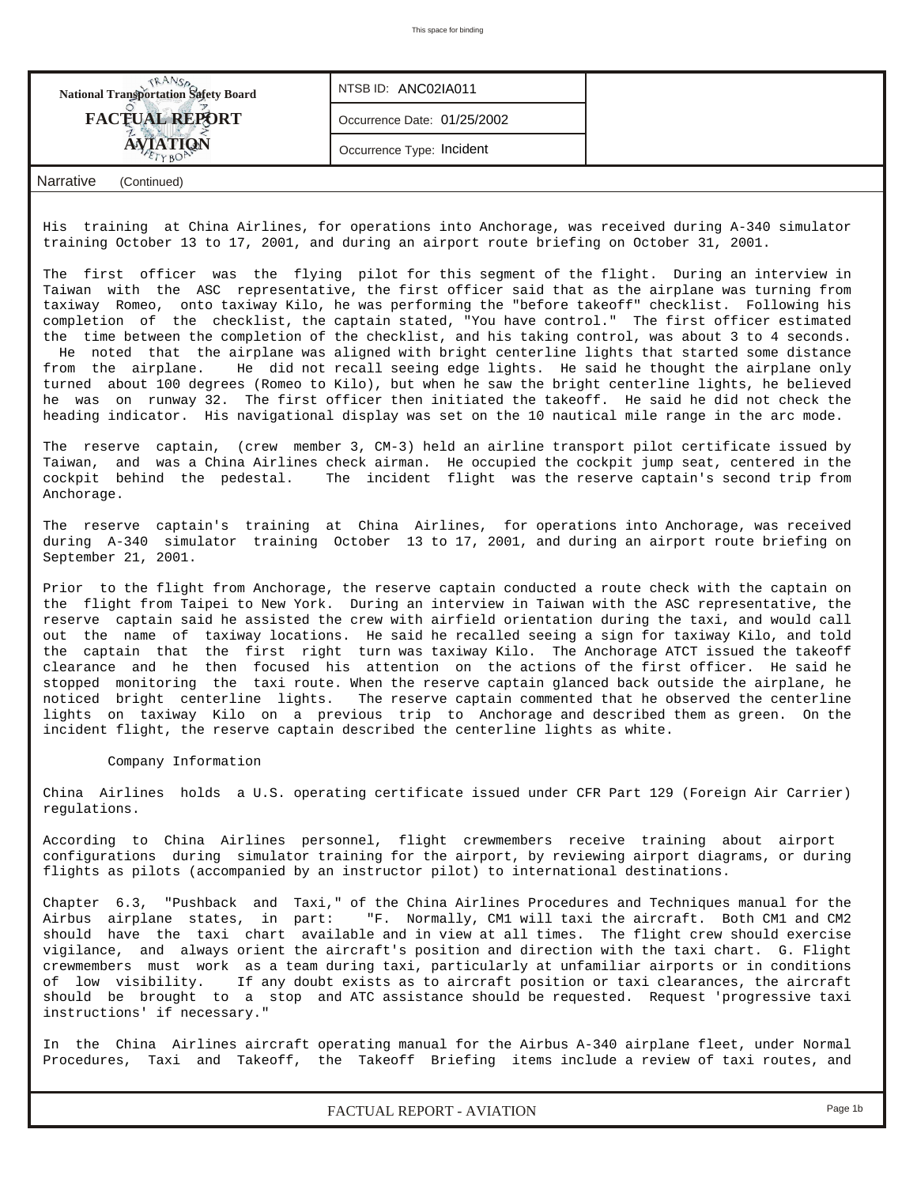Narrative (Continued)

His training at China Airlines, for operations into Anchorage, was received during A-340 simulator training October 13 to 17, 2001, and during an airport route briefing on October 31, 2001.

The first officer was the flying pilot for this segment of the flight. During an interview in Taiwan with the ASC representative, the first officer said that as the airplane was turning from taxiway Romeo, onto taxiway Kilo, he was performing the "before takeoff" checklist. Following his completion of the checklist, the captain stated, "You have control." The first officer estimated the time between the completion of the checklist, and his taking control, was about 3 to 4 seconds. He noted that the airplane was aligned with bright centerline lights that started some distance from the airplane. He did not recall seeing edge lights. He said he thought the airplane only turned about 100 degrees (Romeo to Kilo), but when he saw the bright centerline lights, he believed he was on runway 32. The first officer then initiated the takeoff. He said he did not check the heading indicator. His navigational display was set on the 10 nautical mile range in the arc mode.

The reserve captain, (crew member 3, CM-3) held an airline transport pilot certificate issued by Taiwan, and was a China Airlines check airman. He occupied the cockpit jump seat, centered in the cockpit behind the pedestal. The incident flight was the reserve captain's second trip from Anchorage.

The reserve captain's training at China Airlines, for operations into Anchorage, was received during A-340 simulator training October 13 to 17, 2001, and during an airport route briefing on September 21, 2001.

Prior to the flight from Anchorage, the reserve captain conducted a route check with the captain on the flight from Taipei to New York. During an interview in Taiwan with the ASC representative, the reserve captain said he assisted the crew with airfield orientation during the taxi, and would call out the name of taxiway locations. He said he recalled seeing a sign for taxiway Kilo, and told the captain that the first right turn was taxiway Kilo. The Anchorage ATCT issued the takeoff clearance and he then focused his attention on the actions of the first officer. He said he stopped monitoring the taxi route. When the reserve captain glanced back outside the airplane, he noticed bright centerline lights. The reserve captain commented that he observed the centerline lights on taxiway Kilo on a previous trip to Anchorage and described them as green. On the incident flight, the reserve captain described the centerline lights as white.

Company Information

China Airlines holds a U.S. operating certificate issued under CFR Part 129 (Foreign Air Carrier) regulations.

According to China Airlines personnel, flight crewmembers receive training about airport configurations during simulator training for the airport, by reviewing airport diagrams, or during flights as pilots (accompanied by an instructor pilot) to international destinations.

Chapter 6.3, "Pushback and Taxi," of the China Airlines Procedures and Techniques manual for the Airbus airplane states, in part: "F. Normally, CM1 will taxi the aircraft. Both CM1 and CM2 should have the taxi chart available and in view at all times. The flight crew should exercise vigilance, and always orient the aircraft's position and direction with the taxi chart. G. Flight crewmembers must work as a team during taxi, particularly at unfamiliar airports or in conditions of low visibility. If any doubt exists as to aircraft position or taxi clearances, the aircraft should be brought to a stop and ATC assistance should be requested. Request 'progressive taxi instructions' if necessary."

In the China Airlines aircraft operating manual for the Airbus A-340 airplane fleet, under Normal Procedures, Taxi and Takeoff, the Takeoff Briefing items include a review of taxi routes, and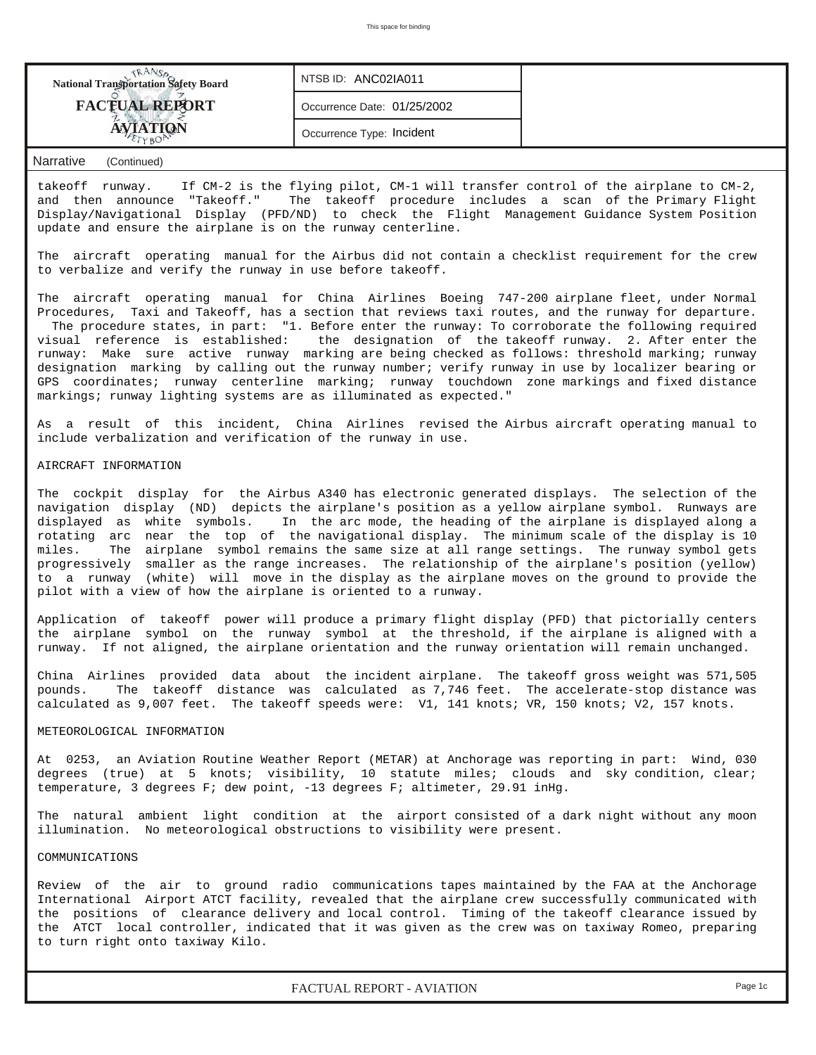takeoff runway. If CM-2 is the flying pilot, CM-1 will transfer control of the airplane to CM-2, and then announce "Takeoff." The takeoff procedure includes a scan of the Primary Flight Display/Navigational Display (PFD/ND) to check the Flight Management Guidance System Position update and ensure the airplane is on the runway centerline.

The aircraft operating manual for the Airbus did not contain a checklist requirement for the crew to verbalize and verify the runway in use before takeoff.

The aircraft operating manual for China Airlines Boeing 747-200 airplane fleet, under Normal Procedures, Taxi and Takeoff, has a section that reviews taxi routes, and the runway for departure. The procedure states, in part: "1. Before enter the runway: To corroborate the following required visual reference is established: the designation of the takeoff runway. 2. After enter the runway: Make sure active runway marking are being checked as follows: threshold marking; runway designation marking by calling out the runway number; verify runway in use by localizer bearing or GPS coordinates; runway centerline marking; runway touchdown zone markings and fixed distance markings; runway lighting systems are as illuminated as expected."

As a result of this incident, China Airlines revised the Airbus aircraft operating manual to include verbalization and verification of the runway in use.

AIRCRAFT INFORMATION

The cockpit display for the Airbus A340 has electronic generated displays. The selection of the navigation display (ND) depicts the airplane's position as a yellow airplane symbol. Runways are displayed as white symbols. In the arc mode, the heading of the airplane is displayed along a rotating arc near the top of the navigational display. The minimum scale of the display is 10 miles. The airplane symbol remains the same size at all range settings. The runway symbol gets progressively smaller as the range increases. The relationship of the airplane's position (yellow) to a runway (white) will move in the display as the airplane moves on the ground to provide the pilot with a view of how the airplane is oriented to a runway.

Application of takeoff power will produce a primary flight display (PFD) that pictorially centers the airplane symbol on the runway symbol at the threshold, if the airplane is aligned with a runway. If not aligned, the airplane orientation and the runway orientation will remain unchanged.

China Airlines provided data about the incident airplane. The takeoff gross weight was 571,505 pounds. The takeoff distance was calculated as 7,746 feet. The accelerate-stop distance was calculated as 9,007 feet. The takeoff speeds were: V1, 141 knots; VR, 150 knots; V2, 157 knots.

METEOROLOGICAL INFORMATION

At 0253, an Aviation Routine Weather Report (METAR) at Anchorage was reporting in part: Wind, 030 degrees (true) at 5 knots; visibility, 10 statute miles; clouds and sky condition, clear; temperature, 3 degrees F; dew point, -13 degrees F; altimeter, 29.91 inHg.

The natural ambient light condition at the airport consisted of a dark night without any moon illumination. No meteorological obstructions to visibility were present.

COMMUNICATIONS

Review of the air to ground radio communications tapes maintained by the FAA at the Anchorage International Airport ATCT facility, revealed that the airplane crew successfully communicated with the positions of clearance delivery and local control. Timing of the takeoff clearance issued by the ATCT local controller, indicated that it was given as the crew was on taxiway Romeo, preparing to turn right onto taxiway Kilo.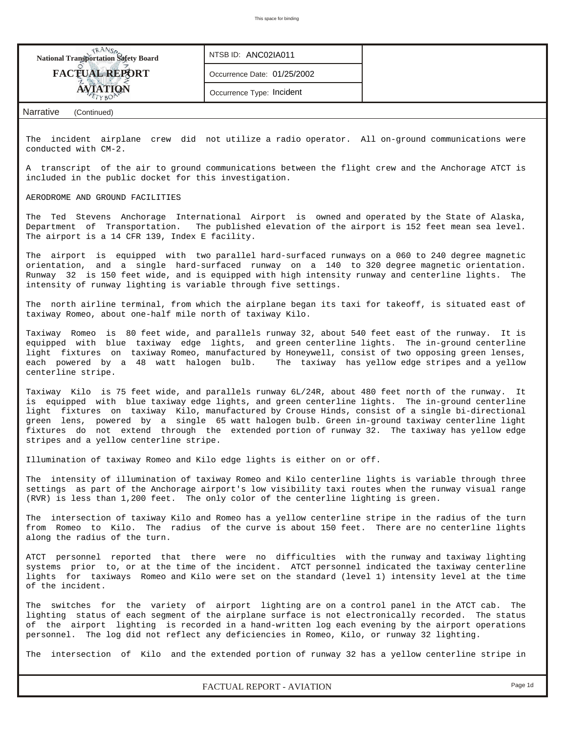The incident airplane crew did not utilize a radio operator. All on-ground communications were conducted with CM-2.

A transcript of the air to ground communications between the flight crew and the Anchorage ATCT is included in the public docket for this investigation.

AERODROME AND GROUND FACILITIES

The Ted Stevens Anchorage International Airport is owned and operated by the State of Alaska, Department of Transportation. The published elevation of the airport is 152 feet mean sea level. The airport is a 14 CFR 139, Index E facility.

The airport is equipped with two parallel hard-surfaced runways on a 060 to 240 degree magnetic orientation, and a single hard-surfaced runway on a 140 to 320 degree magnetic orientation. Runway 32 is 150 feet wide, and is equipped with high intensity runway and centerline lights. The intensity of runway lighting is variable through five settings.

The north airline terminal, from which the airplane began its taxi for takeoff, is situated east of taxiway Romeo, about one-half mile north of taxiway Kilo.

Taxiway Romeo is 80 feet wide, and parallels runway 32, about 540 feet east of the runway. It is equipped with blue taxiway edge lights, and green centerline lights. The in-ground centerline light fixtures on taxiway Romeo, manufactured by Honeywell, consist of two opposing green lenses, each powered by a 48 watt halogen bulb. The taxiway has yellow edge stripes and a yellow centerline stripe.

Taxiway Kilo is 75 feet wide, and parallels runway 6L/24R, about 480 feet north of the runway. It is equipped with blue taxiway edge lights, and green centerline lights. The in-ground centerline light fixtures on taxiway Kilo, manufactured by Crouse Hinds, consist of a single bi-directional green lens, powered by a single 65 watt halogen bulb. Green in-ground taxiway centerline light fixtures do not extend through the extended portion of runway 32. The taxiway has yellow edge stripes and a yellow centerline stripe.

Illumination of taxiway Romeo and Kilo edge lights is either on or off.

The intensity of illumination of taxiway Romeo and Kilo centerline lights is variable through three settings as part of the Anchorage airport's low visibility taxi routes when the runway visual range (RVR) is less than 1,200 feet. The only color of the centerline lighting is green.

The intersection of taxiway Kilo and Romeo has a yellow centerline stripe in the radius of the turn from Romeo to Kilo. The radius of the curve is about 150 feet. There are no centerline lights along the radius of the turn.

ATCT personnel reported that there were no difficulties with the runway and taxiway lighting systems prior to, or at the time of the incident. ATCT personnel indicated the taxiway centerline lights for taxiways Romeo and Kilo were set on the standard (level 1) intensity level at the time of the incident.

The switches for the variety of airport lighting are on a control panel in the ATCT cab. The lighting status of each segment of the airplane surface is not electronically recorded. The status of the airport lighting is recorded in a hand-written log each evening by the airport operations personnel. The log did not reflect any deficiencies in Romeo, Kilo, or runway 32 lighting.

The intersection of Kilo and the extended portion of runway 32 has a yellow centerline stripe in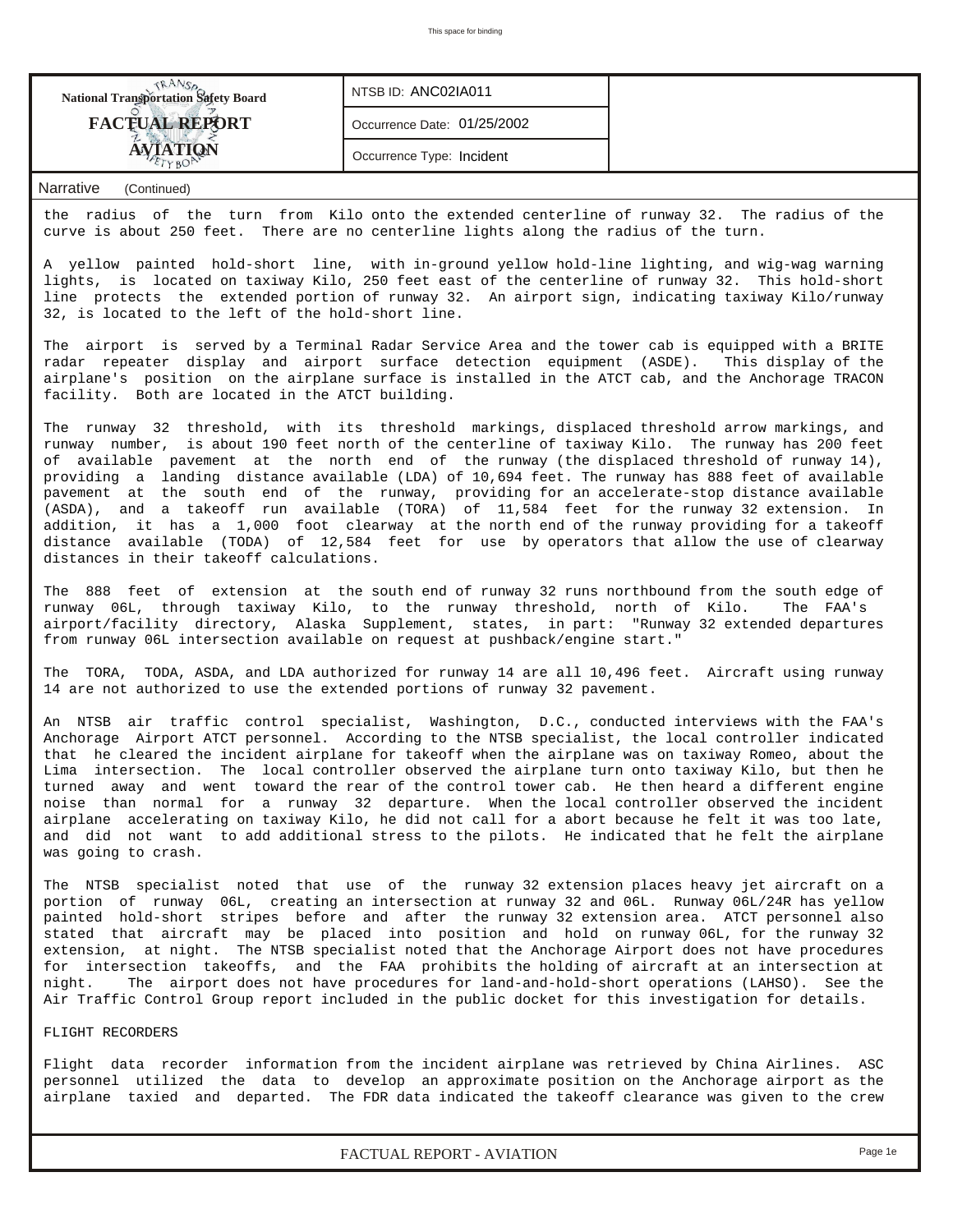**National Transportation Safety Board**
**FACTUAL REPORT**
**AVIATION**

NTSB ID: ANC02IA011

Occurrence Date: 01/25/2002

Occurrence Type: Incident

Narrative (Continued)

the radius of the turn from Kilo onto the extended centerline of runway 32. The radius of the curve is about 250 feet. There are no centerline lights along the radius of the turn.

A yellow painted hold-short line, with in-ground yellow hold-line lighting, and wig-wag warning lights, is located on taxiway Kilo, 250 feet east of the centerline of runway 32. This hold-short line protects the extended portion of runway 32. An airport sign, indicating taxiway Kilo/runway 32, is located to the left of the hold-short line.

The airport is served by a Terminal Radar Service Area and the tower cab is equipped with a BRITE radar repeater display and airport surface detection equipment (ASDE). This display of the airplane's position on the airplane surface is installed in the ATCT cab, and the Anchorage TRACON facility. Both are located in the ATCT building.

The runway 32 threshold, with its threshold markings, displaced threshold arrow markings, and runway number, is about 190 feet north of the centerline of taxiway Kilo. The runway has 200 feet of available pavement at the north end of the runway (the displaced threshold of runway 14), providing a landing distance available (LDA) of 10,694 feet. The runway has 888 feet of available pavement at the south end of the runway, providing for an accelerate-stop distance available (ASDA), and a takeoff run available (TORA) of 11,584 feet for the runway 32 extension. In addition, it has a 1,000 foot clearway at the north end of the runway providing for a takeoff distance available (TODA) of 12,584 feet for use by operators that allow the use of clearway distances in their takeoff calculations.

The 888 feet of extension at the south end of runway 32 runs northbound from the south edge of runway 06L, through taxiway Kilo, to the runway threshold, north of Kilo. The FAA's airport/facility directory, Alaska Supplement, states, in part: "Runway 32 extended departures from runway 06L intersection available on request at pushback/engine start."

The TORA, TODA, ASDA, and LDA authorized for runway 14 are all 10,496 feet. Aircraft using runway 14 are not authorized to use the extended portions of runway 32 pavement.

An NTSB air traffic control specialist, Washington, D.C., conducted interviews with the FAA's Anchorage Airport ATCT personnel. According to the NTSB specialist, the local controller indicated that he cleared the incident airplane for takeoff when the airplane was on taxiway Romeo, about the Lima intersection. The local controller observed the airplane turn onto taxiway Kilo, but then he turned away and went toward the rear of the control tower cab. He then heard a different engine noise than normal for a runway 32 departure. When the local controller observed the incident airplane accelerating on taxiway Kilo, he did not call for a abort because he felt it was too late, and did not want to add additional stress to the pilots. He indicated that he felt the airplane was going to crash.

The NTSB specialist noted that use of the runway 32 extension places heavy jet aircraft on a portion of runway 06L, creating an intersection at runway 32 and 06L. Runway 06L/24R has yellow painted hold-short stripes before and after the runway 32 extension area. ATCT personnel also stated that aircraft may be placed into position and hold on runway 06L, for the runway 32 extension, at night. The NTSB specialist noted that the Anchorage Airport does not have procedures for intersection takeoffs, and the FAA prohibits the holding of aircraft at an intersection at night. The airport does not have procedures for land-and-hold-short operations (LAHSO). See the Air Traffic Control Group report included in the public docket for this investigation for details.

FLIGHT RECORDERS

Flight data recorder information from the incident airplane was retrieved by China Airlines. ASC personnel utilized the data to develop an approximate position on the Anchorage airport as the airplane taxied and departed. The FDR data indicated the takeoff clearance was given to the crew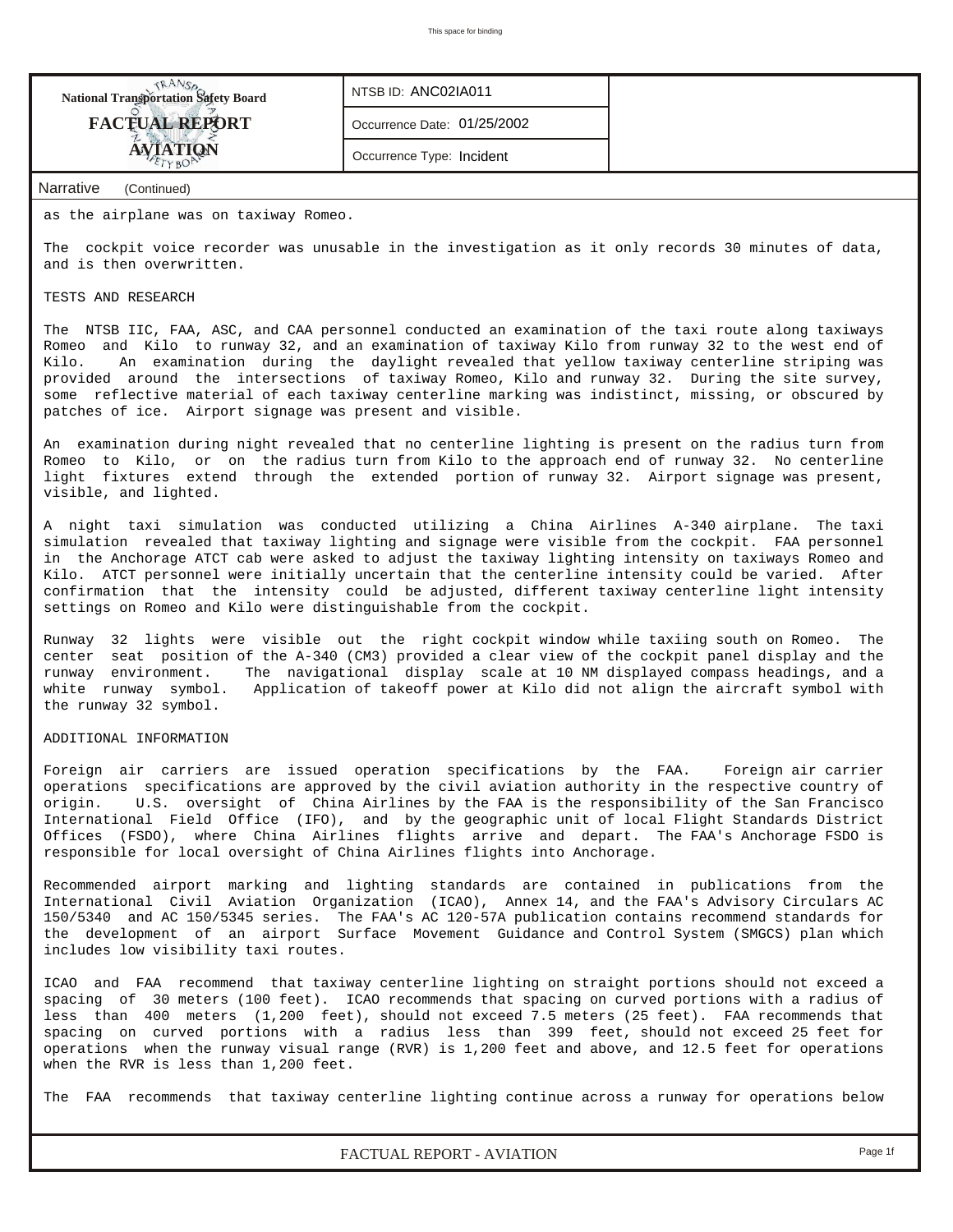as the airplane was on taxiway Romeo.

The cockpit voice recorder was unusable in the investigation as it only records 30 minutes of data, and is then overwritten.

TESTS AND RESEARCH

The NTSB IIC, FAA, ASC, and CAA personnel conducted an examination of the taxi route along taxiways Romeo and Kilo to runway 32, and an examination of taxiway Kilo from runway 32 to the west end of Kilo. An examination during the daylight revealed that yellow taxiway centerline striping was provided around the intersections of taxiway Romeo, Kilo and runway 32. During the site survey, some reflective material of each taxiway centerline marking was indistinct, missing, or obscured by patches of ice. Airport signage was present and visible.

An examination during night revealed that no centerline lighting is present on the radius turn from Romeo to Kilo, or on the radius turn from Kilo to the approach end of runway 32. No centerline light fixtures extend through the extended portion of runway 32. Airport signage was present, visible, and lighted.

A night taxi simulation was conducted utilizing a China Airlines A-340 airplane. The taxi simulation revealed that taxiway lighting and signage were visible from the cockpit. FAA personnel in the Anchorage ATCT cab were asked to adjust the taxiway lighting intensity on taxiways Romeo and Kilo. ATCT personnel were initially uncertain that the centerline intensity could be varied. After confirmation that the intensity could be adjusted, different taxiway centerline light intensity settings on Romeo and Kilo were distinguishable from the cockpit.

Runway 32 lights were visible out the right cockpit window while taxiing south on Romeo. The center seat position of the A-340 (CM3) provided a clear view of the cockpit panel display and the runway environment. The navigational display scale at 10 NM displayed compass headings, and a white runway symbol. Application of takeoff power at Kilo did not align the aircraft symbol with the runway 32 symbol.

ADDITIONAL INFORMATION

Foreign air carriers are issued operation specifications by the FAA. Foreign air carrier operations specifications are approved by the civil aviation authority in the respective country of origin. U.S. oversight of China Airlines by the FAA is the responsibility of the San Francisco International Field Office (IFO), and by the geographic unit of local Flight Standards District Offices (FSDO), where China Airlines flights arrive and depart. The FAA's Anchorage FSDO is responsible for local oversight of China Airlines flights into Anchorage.

Recommended airport marking and lighting standards are contained in publications from the International Civil Aviation Organization (ICAO), Annex 14, and the FAA's Advisory Circulars AC 150/5340 and AC 150/5345 series. The FAA's AC 120-57A publication contains recommend standards for the development of an airport Surface Movement Guidance and Control System (SMGCS) plan which includes low visibility taxi routes.

ICAO and FAA recommend that taxiway centerline lighting on straight portions should not exceed a spacing of 30 meters (100 feet). ICAO recommends that spacing on curved portions with a radius of less than 400 meters (1,200 feet), should not exceed 7.5 meters (25 feet). FAA recommends that spacing on curved portions with a radius less than 399 feet, should not exceed 25 feet for operations when the runway visual range (RVR) is 1,200 feet and above, and 12.5 feet for operations when the RVR is less than 1,200 feet.

The FAA recommends that taxiway centerline lighting continue across a runway for operations below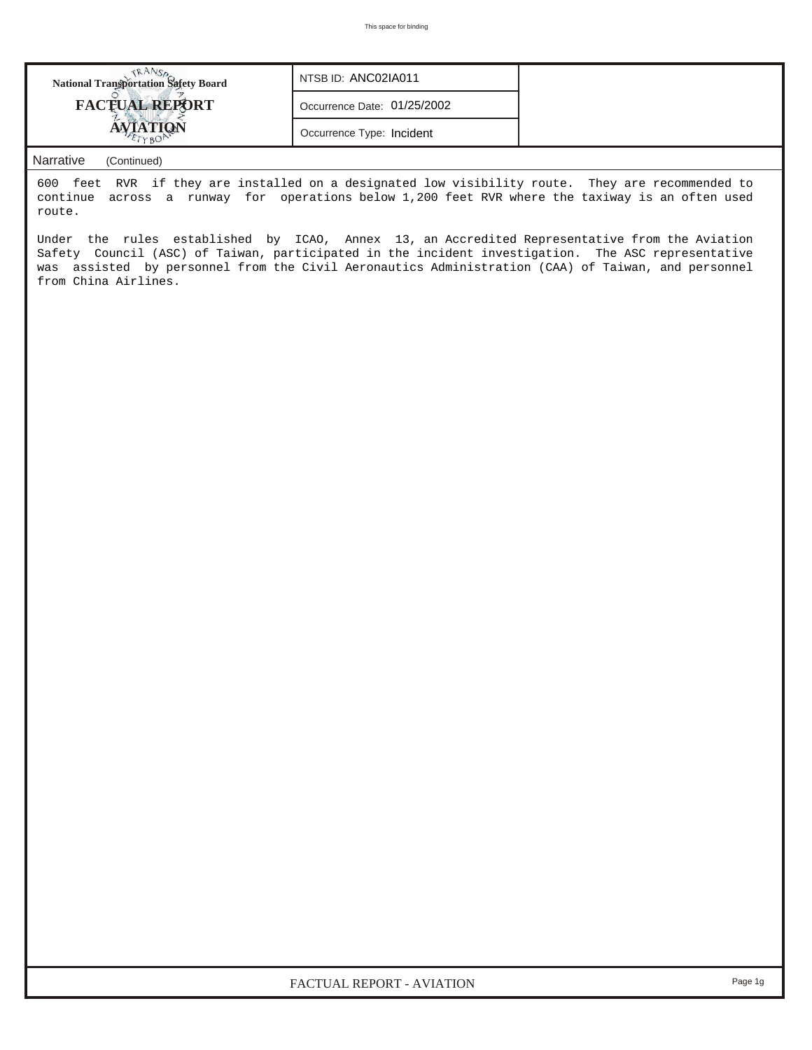**National Transportation Safety Board**
**FACTUAL REPORT**
**AVIATION**

NTSB ID: ANC02IA011

Occurrence Date: 01/25/2002

Occurrence Type: Incident

Narrative (Continued)

600 feet RVR if they are installed on a designated low visibility route. They are recommended to continue across a runway for operations below 1,200 feet RVR where the taxiway is an often used route.

Under the rules established by ICAO, Annex 13, an Accredited Representative from the Aviation Safety Council (ASC) of Taiwan, participated in the incident investigation. The ASC representative was assisted by personnel from the Civil Aeronautics Administration (CAA) of Taiwan, and personnel from China Airlines.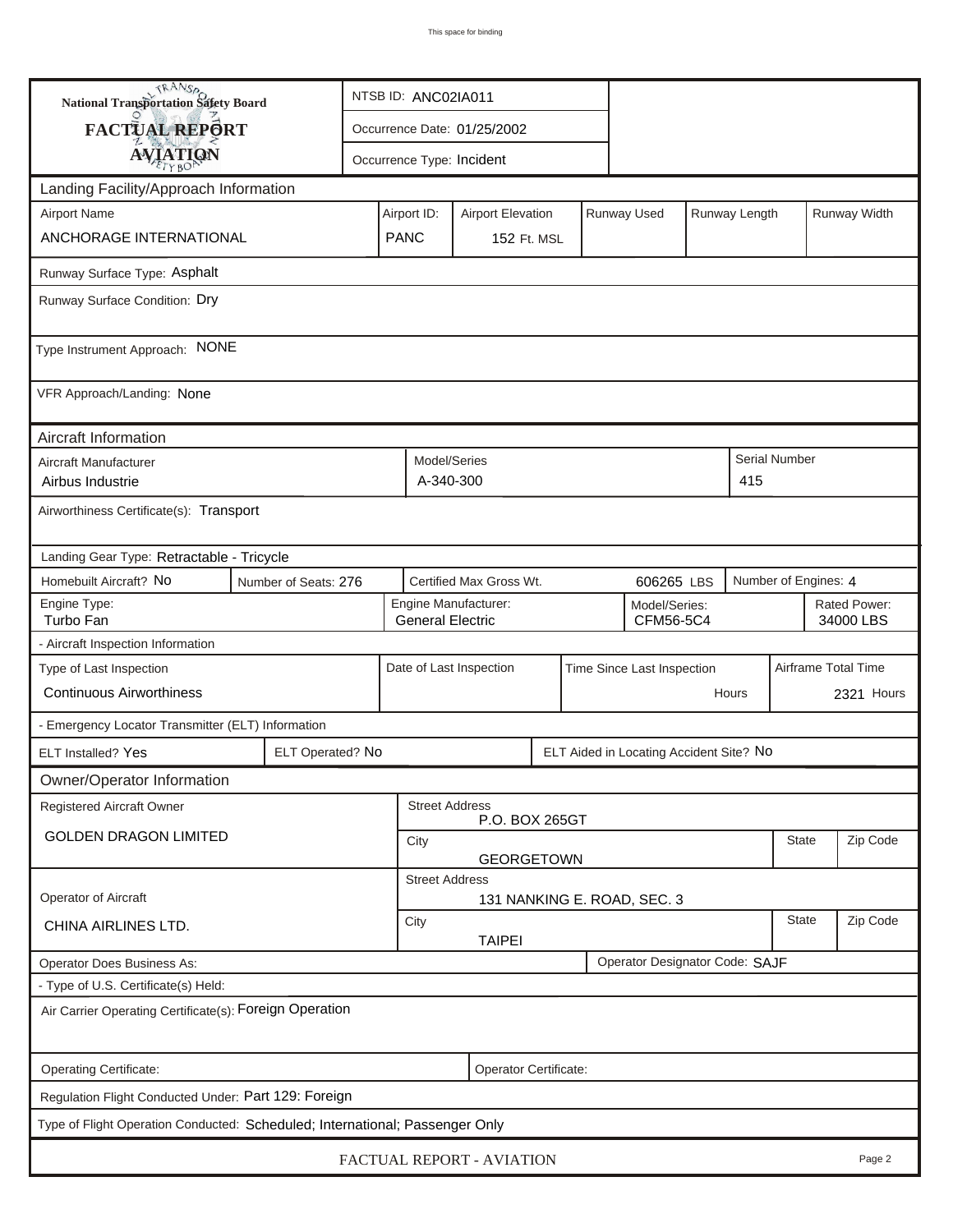**National Transportation Safety Board**

**FACTUAL REPORT**

**AVIATION**

| NTSB ID: ANC02IA011 |
|---|
| Occurrence Date: 01/25/2002 |
| Occurrence Type: Incident |

## Landing Facility/Approach Information

| Airport Name | Airport ID: | Airport Elevation | Runway Used | Runway Length | Runway Width |
|---|---|---|---|---|---|
| ANCHORAGE INTERNATIONAL | PANC | 152 Ft. MSL | | | |

Runway Surface Type: Asphalt

Runway Surface Condition: Dry

Type Instrument Approach: NONE

VFR Approach/Landing: None

## Aircraft Information

| Aircraft Manufacturer | Model/Series | Serial Number |
|---|---|---|
| Airbus Industrie | A-340-300 | 415 |

Airworthiness Certificate(s): Transport

Landing Gear Type: Retractable - Tricycle

| Homebuilt Aircraft? No | Number of Seats: 276 | Certified Max Gross Wt. 606265 LBS | Number of Engines: 4 |
|---|---|---|---|

| Engine Type: | Engine Manufacturer: | Model/Series: | Rated Power: |
|---|---|---|---|
| Turbo Fan | General Electric | CFM56-5C4 | 34000 LBS |

- Aircraft Inspection Information

| Type of Last Inspection | Date of Last Inspection | Time Since Last Inspection | Airframe Total Time |
|---|---|---|---|
| Continuous Airworthiness | | Hours | 2321 Hours |

- Emergency Locator Transmitter (ELT) Information

| ELT Installed? Yes | ELT Operated? No | ELT Aided in Locating Accident Site? No |
|---|---|---|

## Owner/Operator Information

| Registered Aircraft Owner | Street Address | State | Zip Code |
|---|---|---|---|
| GOLDEN DRAGON LIMITED | P.O. BOX 265GT | | |
| | City: GEORGETOWN | | |

| Operator of Aircraft | Street Address | State | Zip Code |
|---|---|---|---|
| CHINA AIRLINES LTD. | 131 NANKING E. ROAD, SEC. 3 | | |
| | City: TAIPEI | | |

| Operator Does Business As: | Operator Designator Code: SAJF |
|---|---|

- Type of U.S. Certificate(s) Held:

Air Carrier Operating Certificate(s): Foreign Operation

| Operating Certificate: | Operator Certificate: |
|---|---|

Regulation Flight Conducted Under: Part 129: Foreign

Type of Flight Operation Conducted: Scheduled; International; Passenger Only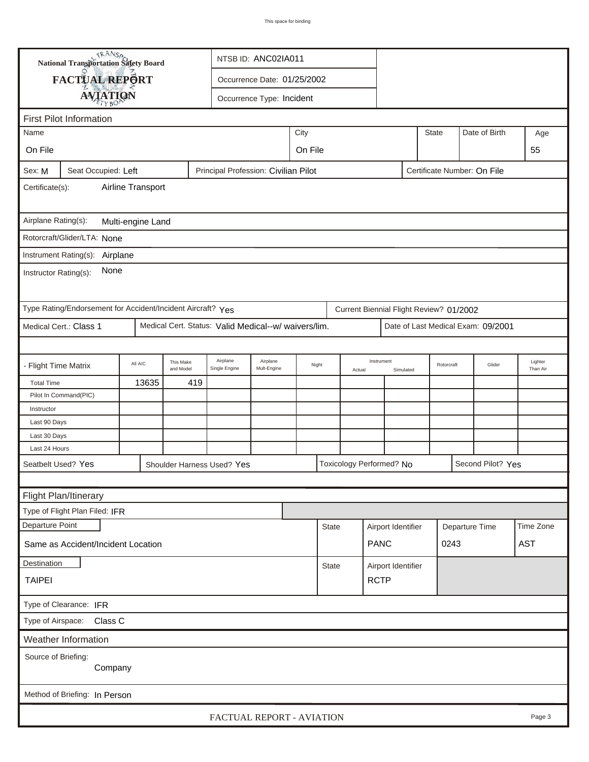This space for binding

**National Transportation Safety Board**

**FACTUAL REPORT**

**AVIATION**

NTSB ID: ANC02IA011

Occurrence Date: 01/25/2002

Occurrence Type: Incident

## First Pilot Information

| Name | City | State | Date of Birth | Age |
|---|---|---|---|---|
| On File | On File | | | 55 |

Sex: M | Seat Occupied: Left | Principal Profession: Civilian Pilot | Certificate Number: On File

Certificate(s): Airline Transport

Airplane Rating(s): Multi-engine Land

Rotorcraft/Glider/LTA: None

Instrument Rating(s): Airplane

Instructor Rating(s): None

Type Rating/Endorsement for Accident/Incident Aircraft? Yes | Current Biennial Flight Review? 01/2002

Medical Cert.: Class 1 | Medical Cert. Status: Valid Medical--w/ waivers/lim. | Date of Last Medical Exam: 09/2001

| - Flight Time Matrix | All A/C | This Make and Model | Airplane Single Engine | Airplane Mult-Engine | Night | Instrument Actual | Instrument Simulated | Rotorcraft | Glider | Lighter Than Air |
|---|---|---|---|---|---|---|---|---|---|---|
| Total Time | 13635 | 419 | | | | | | | | |
| Pilot In Command(PIC) | | | | | | | | | | |
| Instructor | | | | | | | | | | |
| Last 90 Days | | | | | | | | | | |
| Last 30 Days | | | | | | | | | | |
| Last 24 Hours | | | | | | | | | | |

Seatbelt Used? Yes | Shoulder Harness Used? Yes | Toxicology Performed? No | Second Pilot? Yes

## Flight Plan/Itinerary

Type of Flight Plan Filed: IFR

| Departure Point | State | Airport Identifier | Departure Time | Time Zone |
|---|---|---|---|---|
| Same as Accident/Incident Location | | PANC | 0243 | AST |

| Destination | State | Airport Identifier |
|---|---|---|
| TAIPEI | | RCTP |

Type of Clearance: IFR

Type of Airspace: Class C

## Weather Information

Source of Briefing: Company

Method of Briefing: In Person

FACTUAL REPORT - AVIATION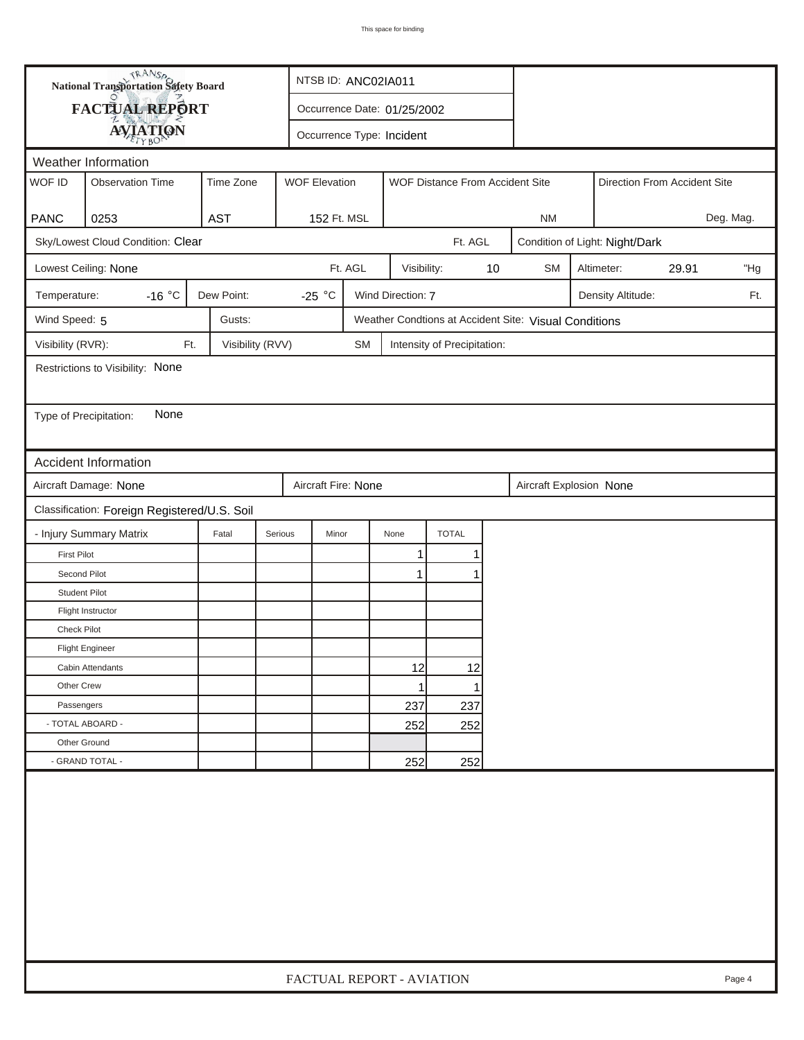National Transportation Safety Board

# FACTUAL REPORT AVIATION

NTSB ID: ANC02IA011

Occurrence Date: 01/25/2002

Occurrence Type: Incident

## Weather Information

| WOF ID | Observation Time | Time Zone | WOF Elevation | WOF Distance From Accident Site | Direction From Accident Site |
|---|---|---|---|---|---|
| PANC | 0253 | AST | 152 Ft. MSL | NM | Deg. Mag. |

Sky/Lowest Cloud Condition: Clear Ft. AGL

Condition of Light: Night/Dark

Lowest Ceiling: None Ft. AGL

Visibility: 10 SM

Altimeter: 29.91 "Hg

Temperature: -16 °C

Dew Point: -25 °C

Wind Direction: 7

Density Altitude: Ft.

Wind Speed: 5

Gusts:

Weather Condtions at Accident Site: Visual Conditions

Visibility (RVR): Ft.

Visibility (RVV) SM

Intensity of Precipitation:

Restrictions to Visibility: None

Type of Precipitation: None

## Accident Information

Aircraft Damage: None

Aircraft Fire: None

Aircraft Explosion None

Classification: Foreign Registered/U.S. Soil

| - Injury Summary Matrix | Fatal | Serious | Minor | None | TOTAL |
|---|---|---|---|---|---|
| First Pilot | | | | 1 | 1 |
| Second Pilot | | | | 1 | 1 |
| Student Pilot | | | | | |
| Flight Instructor | | | | | |
| Check Pilot | | | | | |
| Flight Engineer | | | | | |
| Cabin Attendants | | | | 12 | 12 |
| Other Crew | | | | 1 | 1 |
| Passengers | | | | 237 | 237 |
| - TOTAL ABOARD - | | | | 252 | 252 |
| Other Ground | | | | | |
| - GRAND TOTAL - | | | | 252 | 252 |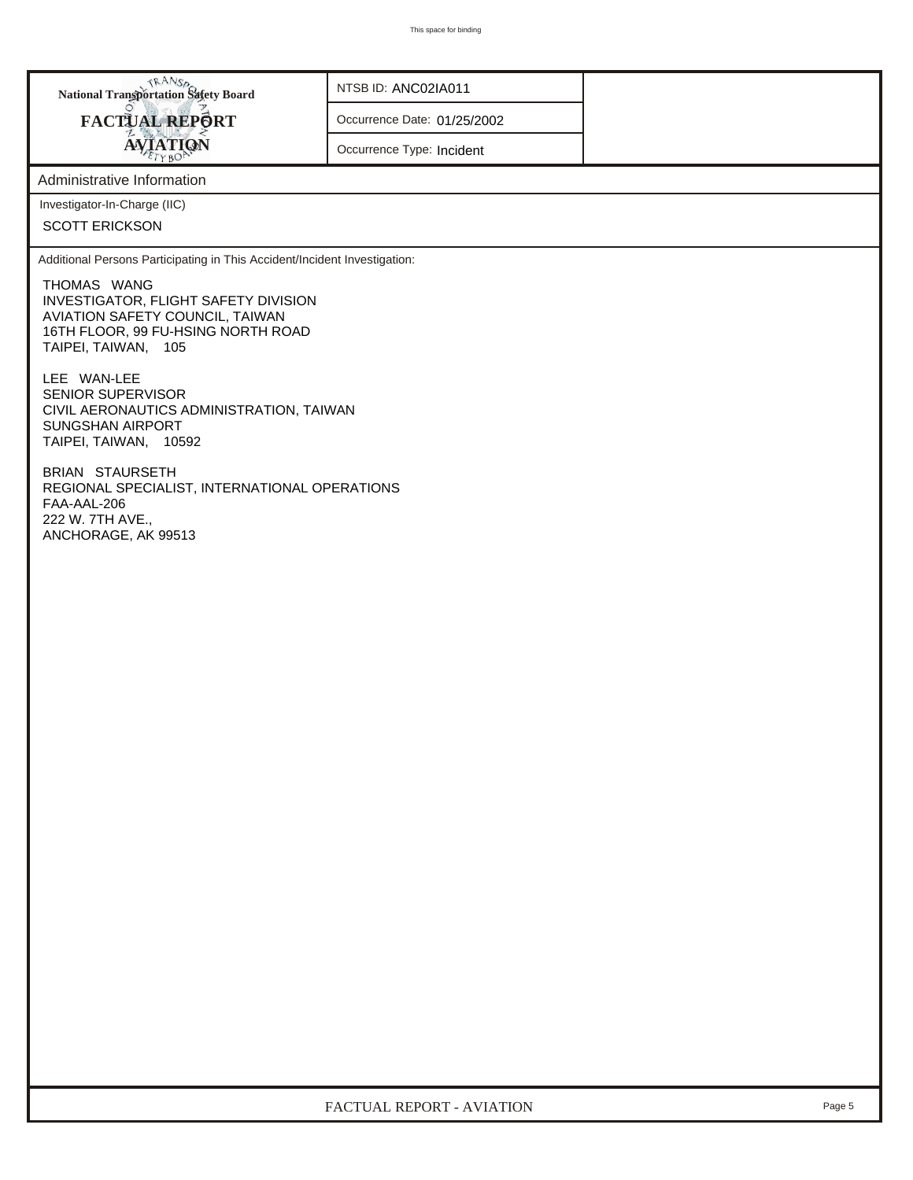**National Transportation Safety Board**

**FACTUAL REPORT**

**AVIATION**

| | |
|---|---|
| NTSB ID: ANC02IA011 | |
| Occurrence Date: 01/25/2002 | |
| Occurrence Type: Incident | |

## Administrative Information

Investigator-In-Charge (IIC)

SCOTT ERICKSON

Additional Persons Participating in This Accident/Incident Investigation:

THOMAS WANG
INVESTIGATOR, FLIGHT SAFETY DIVISION
AVIATION SAFETY COUNCIL, TAIWAN
16TH FLOOR, 99 FU-HSING NORTH ROAD
TAIPEI, TAIWAN, 105

LEE WAN-LEE
SENIOR SUPERVISOR
CIVIL AERONAUTICS ADMINISTRATION, TAIWAN
SUNGSHAN AIRPORT
TAIPEI, TAIWAN, 10592

BRIAN STAURSETH
REGIONAL SPECIALIST, INTERNATIONAL OPERATIONS
FAA-AAL-206
222 W. 7TH AVE.,
ANCHORAGE, AK 99513